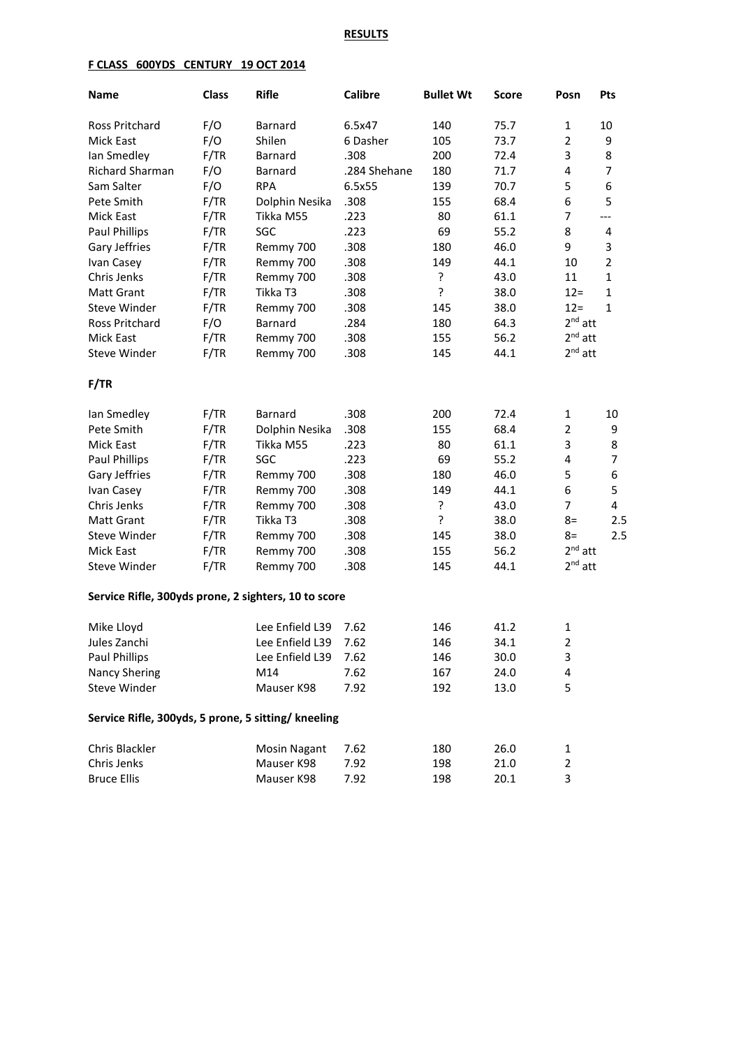**RESULTS**

**F CLASS 600YDS CENTURY 19 OCT 2014**

| Name | Class | Rifle | Calibre | Bullet Wt | Score | Posn | Pts |
|---|---|---|---|---|---|---|---|
| Ross Pritchard | F/O | Barnard | 6.5x47 | 140 | 75.7 | 1 | 10 |
| Mick East | F/O | Shilen | 6 Dasher | 105 | 73.7 | 2 | 9 |
| Ian Smedley | F/TR | Barnard | .308 | 200 | 72.4 | 3 | 8 |
| Richard Sharman | F/O | Barnard | .284 Shehane | 180 | 71.7 | 4 | 7 |
| Sam Salter | F/O | RPA | 6.5x55 | 139 | 70.7 | 5 | 6 |
| Pete Smith | F/TR | Dolphin Nesika | .308 | 155 | 68.4 | 6 | 5 |
| Mick East | F/TR | Tikka M55 | .223 | 80 | 61.1 | 7 | --- |
| Paul Phillips | F/TR | SGC | .223 | 69 | 55.2 | 8 | 4 |
| Gary Jeffries | F/TR | Remmy 700 | .308 | 180 | 46.0 | 9 | 3 |
| Ivan Casey | F/TR | Remmy 700 | .308 | 149 | 44.1 | 10 | 2 |
| Chris Jenks | F/TR | Remmy 700 | .308 | ? | 43.0 | 11 | 1 |
| Matt Grant | F/TR | Tikka T3 | .308 | ? | 38.0 | 12= | 1 |
| Steve Winder | F/TR | Remmy 700 | .308 | 145 | 38.0 | 12= | 1 |
| Ross Pritchard | F/O | Barnard | .284 | 180 | 64.3 | 2nd att | |
| Mick East | F/TR | Remmy 700 | .308 | 155 | 56.2 | 2nd att | |
| Steve Winder | F/TR | Remmy 700 | .308 | 145 | 44.1 | 2nd att | |

**F/TR**

| Name | Class | Rifle | Calibre | Bullet Wt | Score | Posn | Pts |
|---|---|---|---|---|---|---|---|
| Ian Smedley | F/TR | Barnard | .308 | 200 | 72.4 | 1 | 10 |
| Pete Smith | F/TR | Dolphin Nesika | .308 | 155 | 68.4 | 2 | 9 |
| Mick East | F/TR | Tikka M55 | .223 | 80 | 61.1 | 3 | 8 |
| Paul Phillips | F/TR | SGC | .223 | 69 | 55.2 | 4 | 7 |
| Gary Jeffries | F/TR | Remmy 700 | .308 | 180 | 46.0 | 5 | 6 |
| Ivan Casey | F/TR | Remmy 700 | .308 | 149 | 44.1 | 6 | 5 |
| Chris Jenks | F/TR | Remmy 700 | .308 | ? | 43.0 | 7 | 4 |
| Matt Grant | F/TR | Tikka T3 | .308 | ? | 38.0 | 8= | 2.5 |
| Steve Winder | F/TR | Remmy 700 | .308 | 145 | 38.0 | 8= | 2.5 |
| Mick East | F/TR | Remmy 700 | .308 | 155 | 56.2 | 2nd att | |
| Steve Winder | F/TR | Remmy 700 | .308 | 145 | 44.1 | 2nd att | |

**Service Rifle, 300yds prone, 2 sighters, 10 to score**

| Name | Rifle | Calibre | Bullet Wt | Score | Posn |
|---|---|---|---|---|---|
| Mike Lloyd | Lee Enfield L39 | 7.62 | 146 | 41.2 | 1 |
| Jules Zanchi | Lee Enfield L39 | 7.62 | 146 | 34.1 | 2 |
| Paul Phillips | Lee Enfield L39 | 7.62 | 146 | 30.0 | 3 |
| Nancy Shering | M14 | 7.62 | 167 | 24.0 | 4 |
| Steve Winder | Mauser K98 | 7.92 | 192 | 13.0 | 5 |

**Service Rifle, 300yds, 5 prone, 5 sitting/ kneeling**

| Name | Rifle | Calibre | Bullet Wt | Score | Posn |
|---|---|---|---|---|---|
| Chris Blackler | Mosin Nagant | 7.62 | 180 | 26.0 | 1 |
| Chris Jenks | Mauser K98 | 7.92 | 198 | 21.0 | 2 |
| Bruce Ellis | Mauser K98 | 7.92 | 198 | 20.1 | 3 |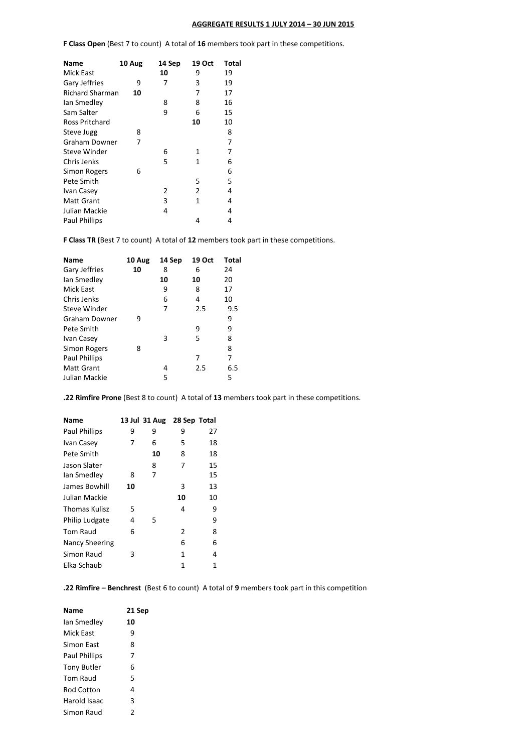**AGGREGATE RESULTS 1 JULY 2014 – 30 JUN 2015**

**F Class Open** (Best 7 to count) A total of **16** members took part in these competitions.

| Name | 10 Aug | 14 Sep | 19 Oct | Total |
|---|---|---|---|---|
| Mick East | | **10** | 9 | 19 |
| Gary Jeffries | 9 | 7 | 3 | 19 |
| Richard Sharman | **10** | | 7 | 17 |
| Ian Smedley | | 8 | 8 | 16 |
| Sam Salter | | 9 | 6 | 15 |
| Ross Pritchard | | | **10** | 10 |
| Steve Jugg | 8 | | | 8 |
| Graham Downer | 7 | | | 7 |
| Steve Winder | | 6 | 1 | 7 |
| Chris Jenks | | 5 | 1 | 6 |
| Simon Rogers | 6 | | | 6 |
| Pete Smith | | | 5 | 5 |
| Ivan Casey | | 2 | 2 | 4 |
| Matt Grant | | 3 | 1 | 4 |
| Julian Mackie | | 4 | | 4 |
| Paul Phillips | | | 4 | 4 |

**F Class TR (**Best 7 to count) A total of **12** members took part in these competitions.

| Name | 10 Aug | 14 Sep | 19 Oct | Total |
|---|---|---|---|---|
| Gary Jeffries | **10** | 8 | 6 | 24 |
| Ian Smedley | | **10** | **10** | 20 |
| Mick East | | 9 | 8 | 17 |
| Chris Jenks | | 6 | 4 | 10 |
| Steve Winder | | 7 | 2.5 | 9.5 |
| Graham Downer | 9 | | | 9 |
| Pete Smith | | | 9 | 9 |
| Ivan Casey | | 3 | 5 | 8 |
| Simon Rogers | 8 | | | 8 |
| Paul Phillips | | | 7 | 7 |
| Matt Grant | | 4 | 2.5 | 6.5 |
| Julian Mackie | | 5 | | 5 |

**.22 Rimfire Prone** (Best 8 to count) A total of **13** members took part in these competitions.

| Name | 13 Jul | 31 Aug | 28 Sep | Total |
|---|---|---|---|---|
| Paul Phillips | 9 | 9 | 9 | 27 |
| Ivan Casey | 7 | 6 | 5 | 18 |
| Pete Smith | | **10** | 8 | 18 |
| Jason Slater | | 8 | 7 | 15 |
| Ian Smedley | 8 | 7 | | 15 |
| James Bowhill | **10** | | 3 | 13 |
| Julian Mackie | | | **10** | 10 |
| Thomas Kulisz | 5 | | 4 | 9 |
| Philip Ludgate | 4 | 5 | | 9 |
| Tom Raud | 6 | | 2 | 8 |
| Nancy Sheering | | | 6 | 6 |
| Simon Raud | 3 | | 1 | 4 |
| Elka Schaub | | | 1 | 1 |

**.22 Rimfire – Benchrest** (Best 6 to count) A total of **9** members took part in this competition

| Name | 21 Sep |
|---|---|
| Ian Smedley | **10** |
| Mick East | 9 |
| Simon East | 8 |
| Paul Phillips | 7 |
| Tony Butler | 6 |
| Tom Raud | 5 |
| Rod Cotton | 4 |
| Harold Isaac | 3 |
| Simon Raud | 2 |